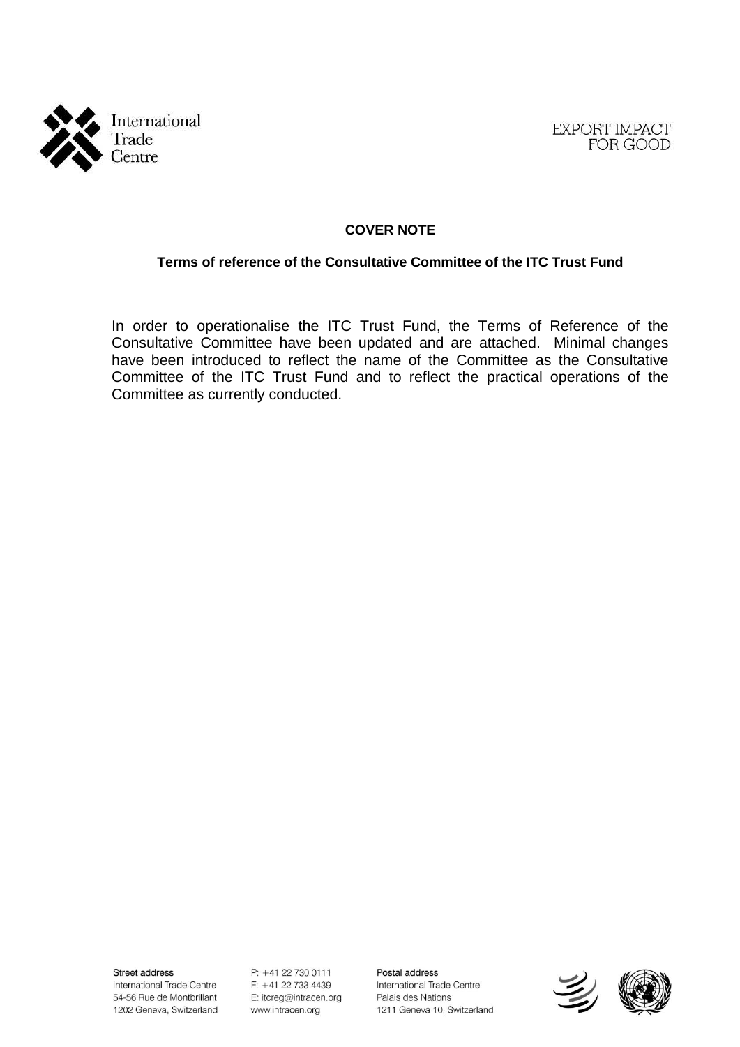International Trade Centre

EXPORT IMPACT FOR GOOD

**COVER NOTE**

**Terms of reference of the Consultative Committee of the ITC Trust Fund**

In order to operationalise the ITC Trust Fund, the Terms of Reference of the Consultative Committee have been updated and are attached. Minimal changes have been introduced to reflect the name of the Committee as the Consultative Committee of the ITC Trust Fund and to reflect the practical operations of the Committee as currently conducted.

Street address
International Trade Centre
54-56 Rue de Montbrillant
1202 Geneva, Switzerland

P: +41 22 730 0111
F: +41 22 733 4439
E: itcreg@intracen.org
www.intracen.org

Postal address
International Trade Centre
Palais des Nations
1211 Geneva 10, Switzerland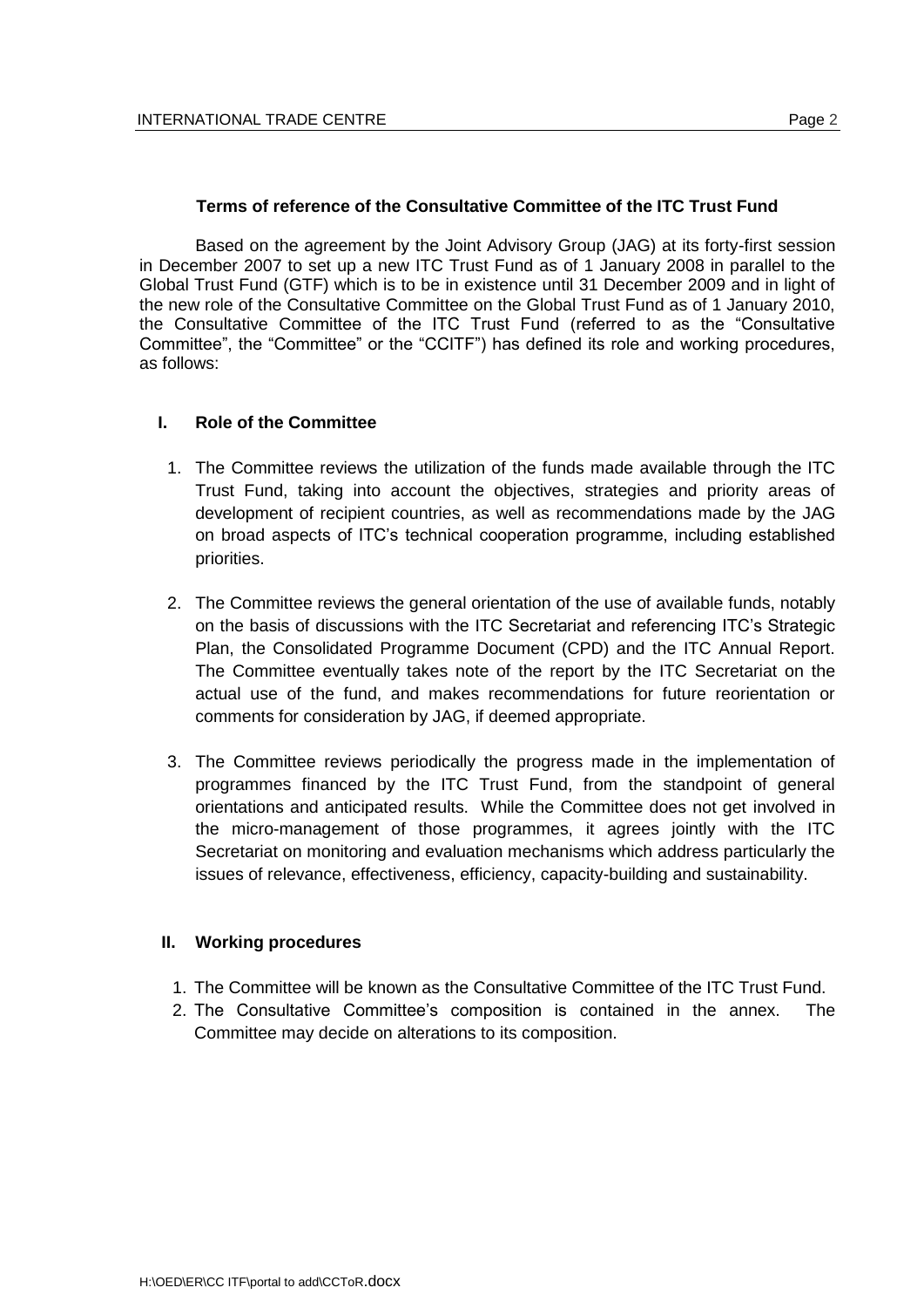**Terms of reference of the Consultative Committee of the ITC Trust Fund**

Based on the agreement by the Joint Advisory Group (JAG) at its forty-first session in December 2007 to set up a new ITC Trust Fund as of 1 January 2008 in parallel to the Global Trust Fund (GTF) which is to be in existence until 31 December 2009 and in light of the new role of the Consultative Committee on the Global Trust Fund as of 1 January 2010, the Consultative Committee of the ITC Trust Fund (referred to as the "Consultative Committee", the "Committee" or the "CCITF") has defined its role and working procedures, as follows:

## I. Role of the Committee

1. The Committee reviews the utilization of the funds made available through the ITC Trust Fund, taking into account the objectives, strategies and priority areas of development of recipient countries, as well as recommendations made by the JAG on broad aspects of ITC's technical cooperation programme, including established priorities.

2. The Committee reviews the general orientation of the use of available funds, notably on the basis of discussions with the ITC Secretariat and referencing ITC's Strategic Plan, the Consolidated Programme Document (CPD) and the ITC Annual Report. The Committee eventually takes note of the report by the ITC Secretariat on the actual use of the fund, and makes recommendations for future reorientation or comments for consideration by JAG, if deemed appropriate.

3. The Committee reviews periodically the progress made in the implementation of programmes financed by the ITC Trust Fund, from the standpoint of general orientations and anticipated results. While the Committee does not get involved in the micro-management of those programmes, it agrees jointly with the ITC Secretariat on monitoring and evaluation mechanisms which address particularly the issues of relevance, effectiveness, efficiency, capacity-building and sustainability.

## II. Working procedures

1. The Committee will be known as the Consultative Committee of the ITC Trust Fund.
2. The Consultative Committee's composition is contained in the annex. The Committee may decide on alterations to its composition.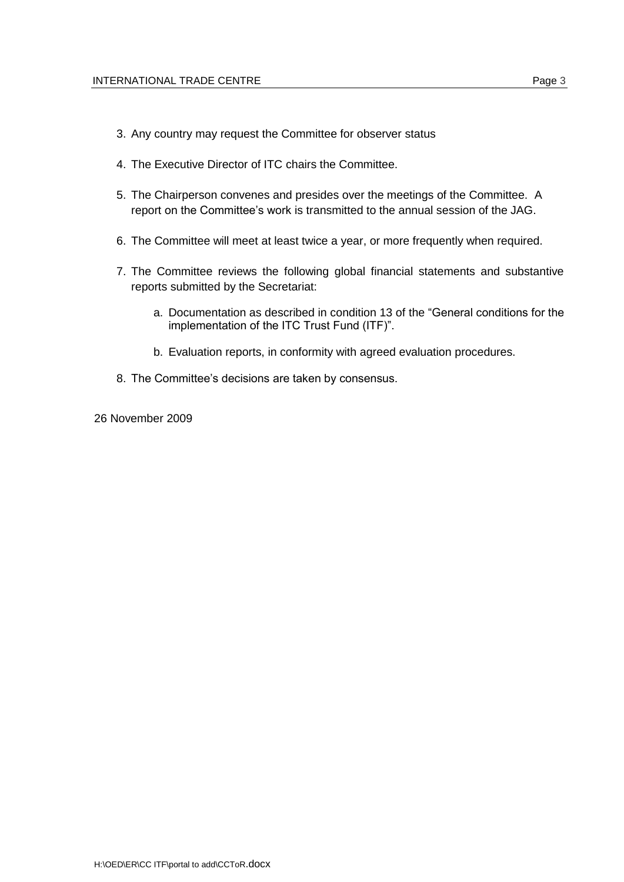3. Any country may request the Committee for observer status

4. The Executive Director of ITC chairs the Committee.

5. The Chairperson convenes and presides over the meetings of the Committee. A report on the Committee's work is transmitted to the annual session of the JAG.

6. The Committee will meet at least twice a year, or more frequently when required.

7. The Committee reviews the following global financial statements and substantive reports submitted by the Secretariat:

    a. Documentation as described in condition 13 of the "General conditions for the implementation of the ITC Trust Fund (ITF)".

    b. Evaluation reports, in conformity with agreed evaluation procedures.

8. The Committee's decisions are taken by consensus.

26 November 2009

H:\OED\ER\CC ITF\portal to add\CCToR.docx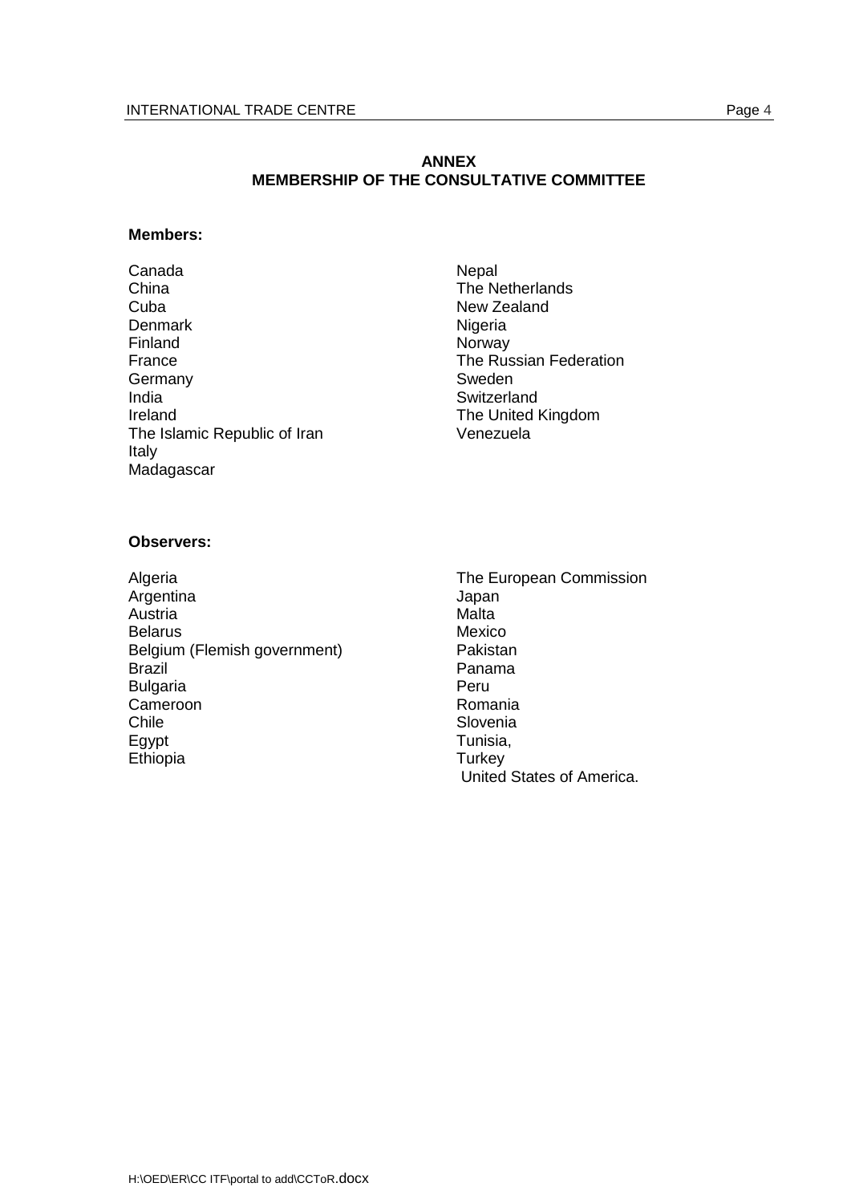## ANNEX
## MEMBERSHIP OF THE CONSULTATIVE COMMITTEE

**Members:**

Canada
China
Cuba
Denmark
Finland
France
Germany
India
Ireland
The Islamic Republic of Iran
Italy
Madagascar
Nepal
The Netherlands
New Zealand
Nigeria
Norway
The Russian Federation
Sweden
Switzerland
The United Kingdom
Venezuela

**Observers:**

Algeria
Argentina
Austria
Belarus
Belgium (Flemish government)
Brazil
Bulgaria
Cameroon
Chile
Egypt
Ethiopia
The European Commission
Japan
Malta
Mexico
Pakistan
Panama
Peru
Romania
Slovenia
Tunisia,
Turkey
United States of America.

H:\OED\ER\CC ITF\portal to add\CCToR.docx